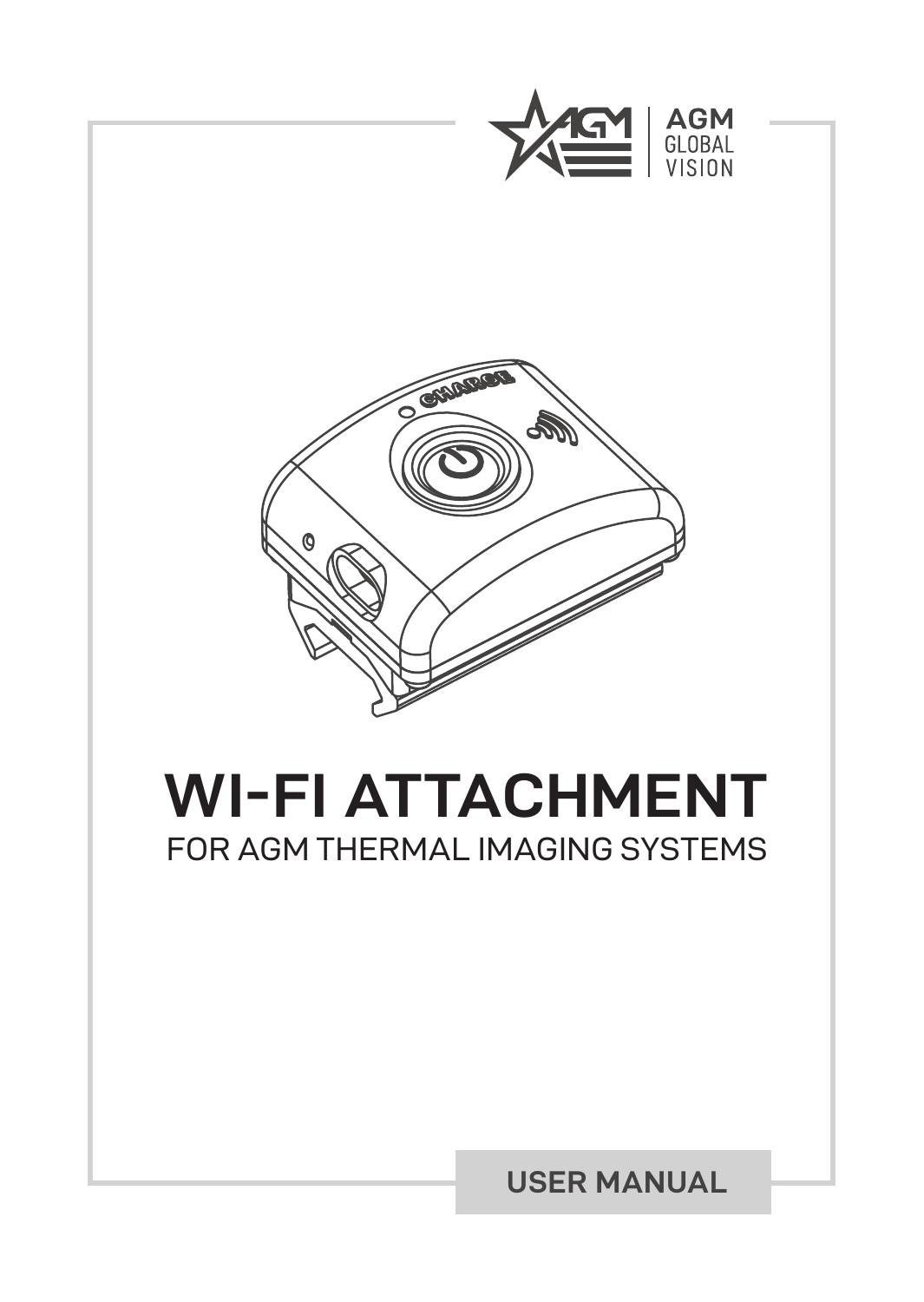AGM GLOBAL VISION

# WI-FI ATTACHMENT

## FOR AGM THERMAL IMAGING SYSTEMS

USER MANUAL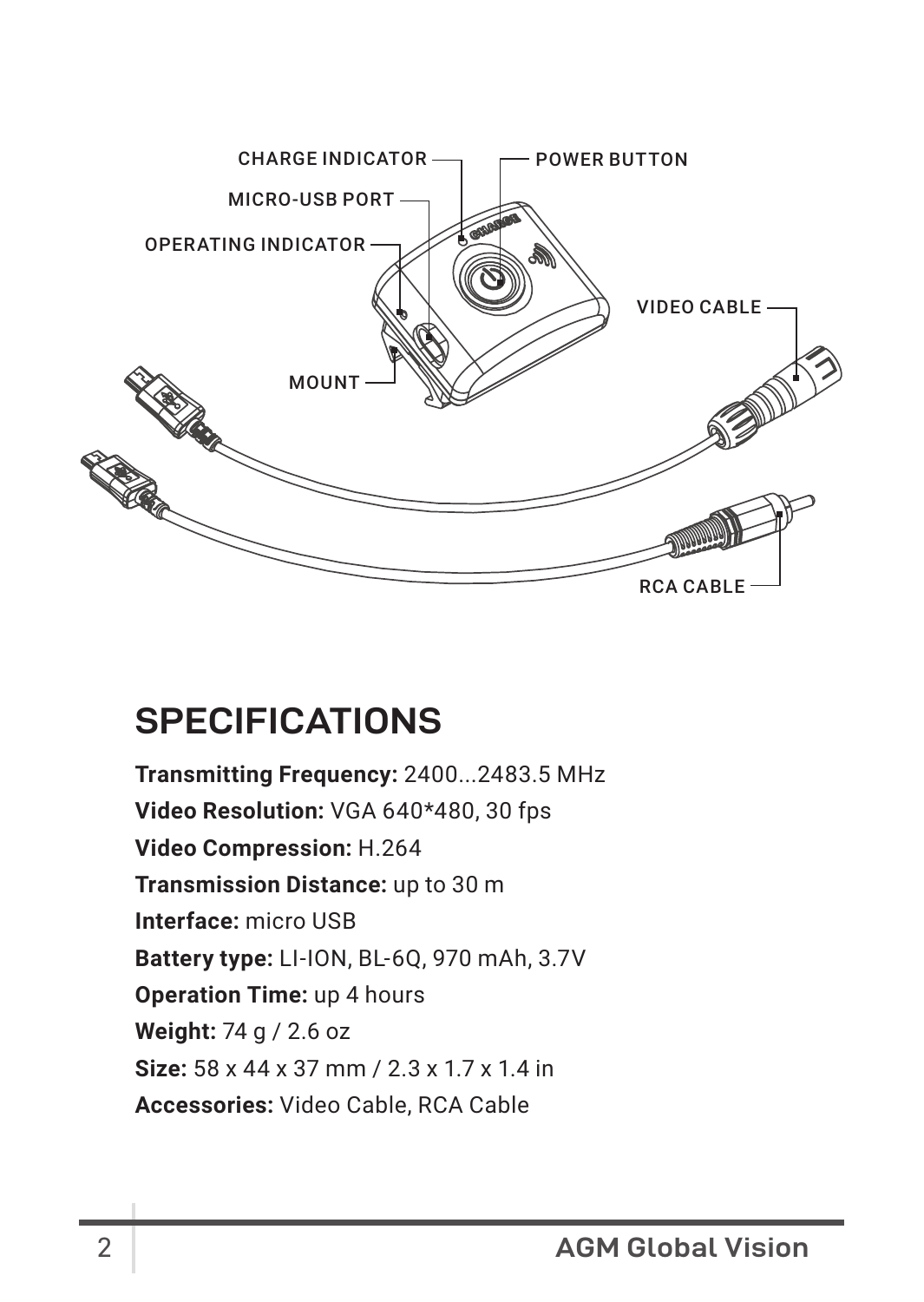CHARGE INDICATOR

POWER BUTTON

MICRO-USB PORT

OPERATING INDICATOR

VIDEO CABLE

MOUNT

RCA CABLE

## SPECIFICATIONS

**Transmitting Frequency:** 2400...2483.5 MHz

**Video Resolution:** VGA 640*480, 30 fps

**Video Compression:** H.264

**Transmission Distance:** up to 30 m

**Interface:** micro USB

**Battery type:** LI-ION, BL-6Q, 970 mAh, 3.7V

**Operation Time:** up 4 hours

**Weight:** 74 g / 2.6 oz

**Size:** 58 x 44 x 37 mm / 2.3 x 1.7 x 1.4 in

**Accessories:** Video Cable, RCA Cable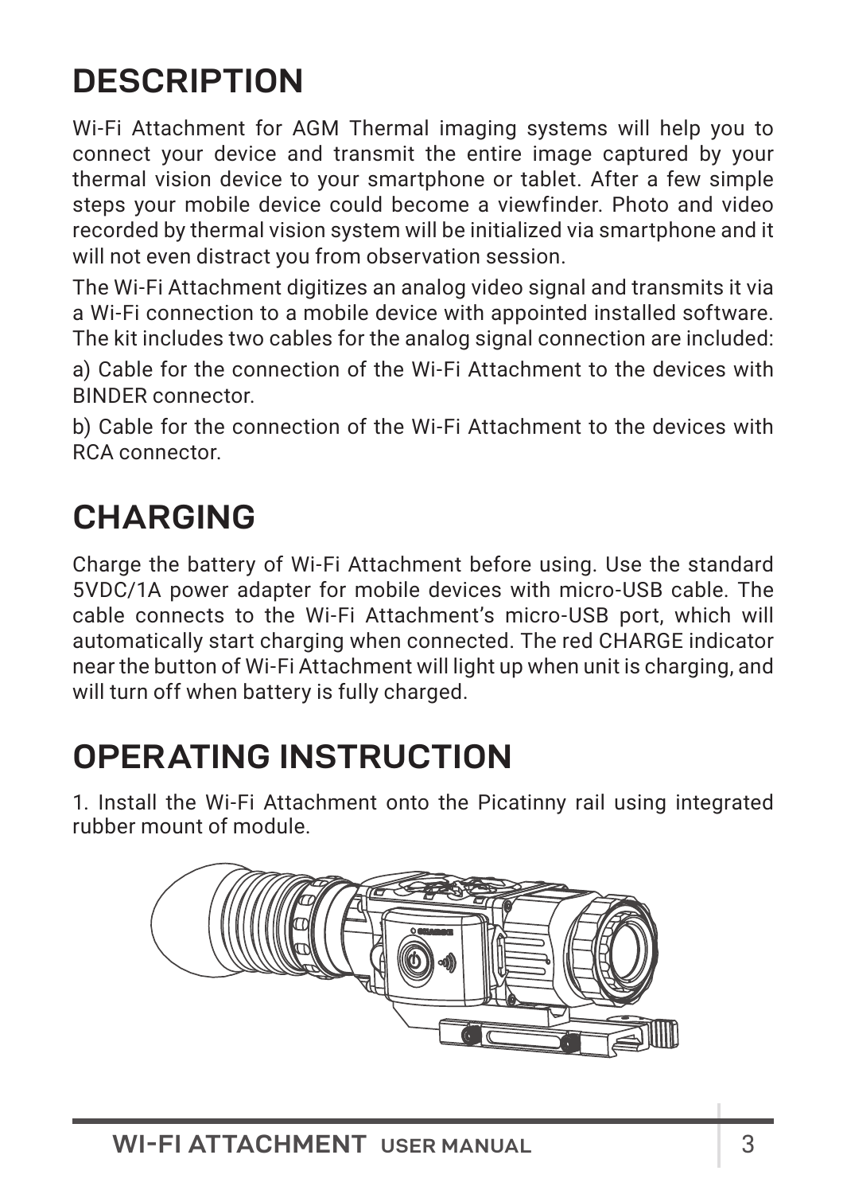# DESCRIPTION

Wi-Fi Attachment for AGM Thermal imaging systems will help you to connect your device and transmit the entire image captured by your thermal vision device to your smartphone or tablet. After a few simple steps your mobile device could become a viewfinder. Photo and video recorded by thermal vision system will be initialized via smartphone and it will not even distract you from observation session.

The Wi-Fi Attachment digitizes an analog video signal and transmits it via a Wi-Fi connection to a mobile device with appointed installed software. The kit includes two cables for the analog signal connection are included:

a) Cable for the connection of the Wi-Fi Attachment to the devices with BINDER connector.

b) Cable for the connection of the Wi-Fi Attachment to the devices with RCA connector.

# CHARGING

Charge the battery of Wi-Fi Attachment before using. Use the standard 5VDC/1A power adapter for mobile devices with micro-USB cable. The cable connects to the Wi-Fi Attachment's micro-USB port, which will automatically start charging when connected. The red CHARGE indicator near the button of Wi-Fi Attachment will light up when unit is charging, and will turn off when battery is fully charged.

# OPERATING INSTRUCTION

1. Install the Wi-Fi Attachment onto the Picatinny rail using integrated rubber mount of module.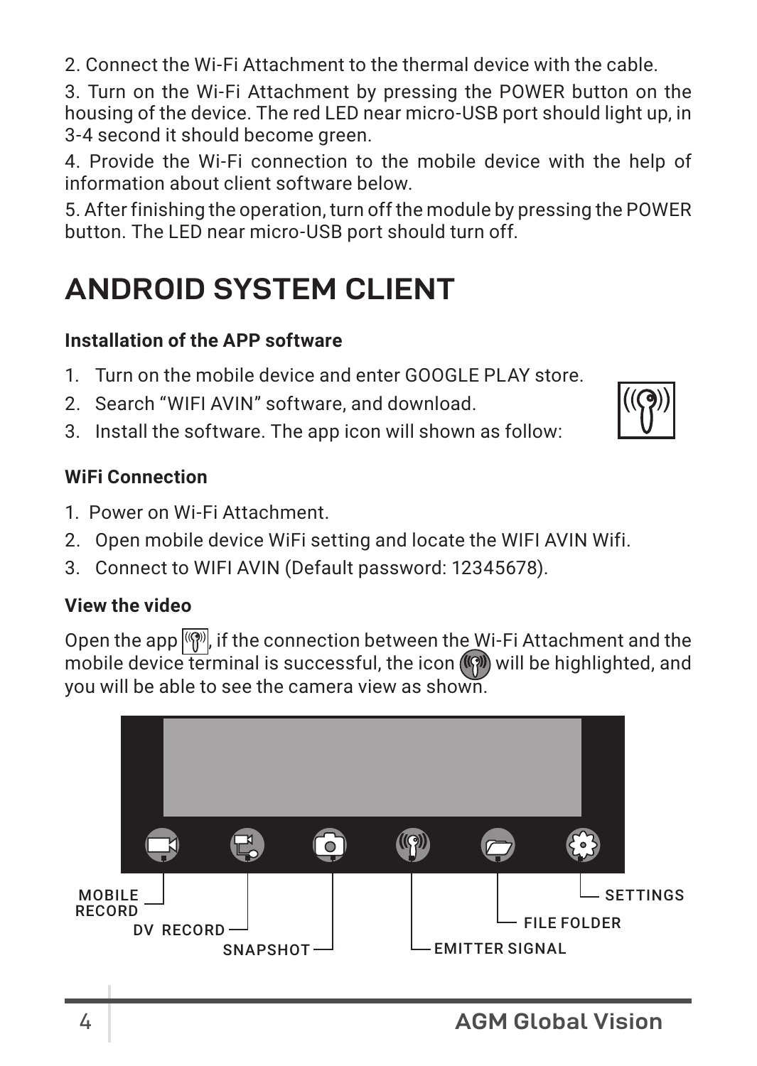2. Connect the Wi-Fi Attachment to the thermal device with the cable.

3. Turn on the Wi-Fi Attachment by pressing the POWER button on the housing of the device. The red LED near micro-USB port should light up, in 3-4 second it should become green.

4. Provide the Wi-Fi connection to the mobile device with the help of information about client software below.

5. After finishing the operation, turn off the module by pressing the POWER button. The LED near micro-USB port should turn off.

# ANDROID SYSTEM CLIENT

**Installation of the APP software**

1. Turn on the mobile device and enter GOOGLE PLAY store.
2. Search “WIFI AVIN” software, and download.
3. Install the software. The app icon will shown as follow:

**WiFi Connection**

1. Power on Wi-Fi Attachment.
2. Open mobile device WiFi setting and locate the WIFI AVIN Wifi.
3. Connect to WIFI AVIN (Default password: 12345678).

**View the video**

Open the app, if the connection between the Wi-Fi Attachment and the mobile device terminal is successful, the icon will be highlighted, and you will be able to see the camera view as shown.

MOBILE RECORD

DV RECORD

SNAPSHOT

EMITTER SIGNAL

FILE FOLDER

SETTINGS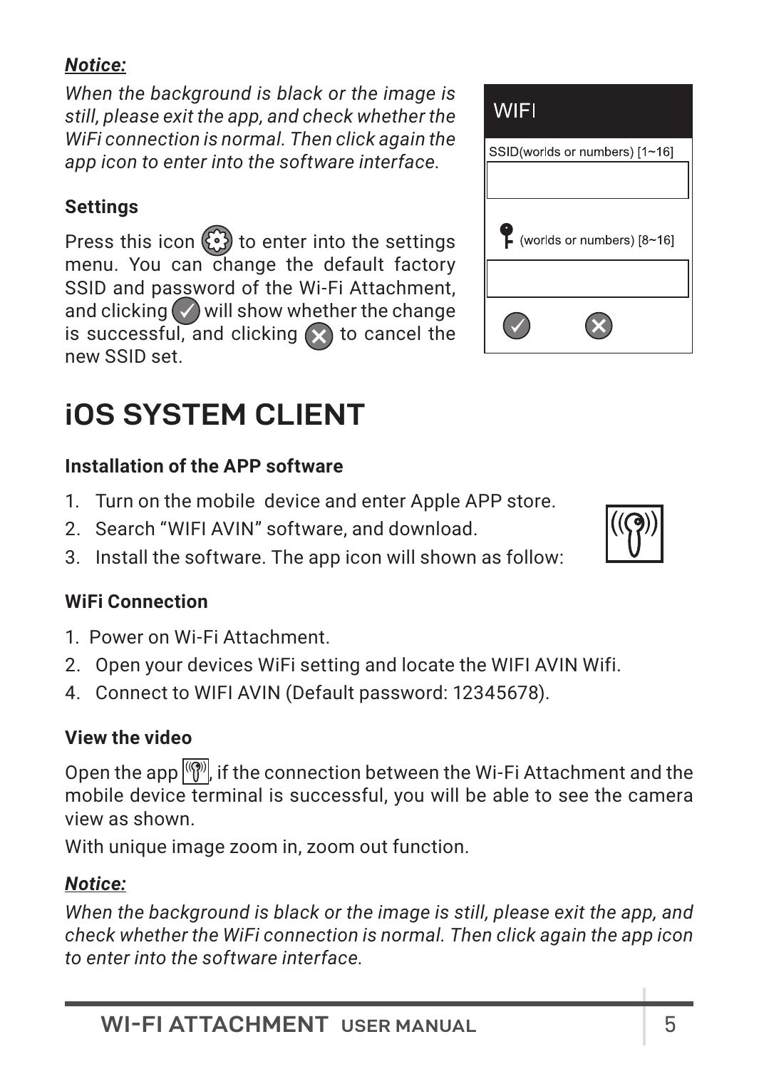***Notice:***

*When the background is black or the image is still, please exit the app, and check whether the WiFi connection is normal. Then click again the app icon to enter into the software interface.*

**Settings**

Press this icon to enter into the settings menu. You can change the default factory SSID and password of the Wi-Fi Attachment, and clicking will show whether the change is successful, and clicking to cancel the new SSID set.

WIFI

SSID(worlds or numbers) [1~16]

(worlds or numbers) [8~16]

# iOS SYSTEM CLIENT

**Installation of the APP software**

1. Turn on the mobile device and enter Apple APP store.
2. Search "WIFI AVIN" software, and download.
3. Install the software. The app icon will shown as follow:

**WiFi Connection**

1. Power on Wi-Fi Attachment.
2. Open your devices WiFi setting and locate the WIFI AVIN Wifi.
4. Connect to WIFI AVIN (Default password: 12345678).

**View the video**

Open the app, if the connection between the Wi-Fi Attachment and the mobile device terminal is successful, you will be able to see the camera view as shown.

With unique image zoom in, zoom out function.

***Notice:***

*When the background is black or the image is still, please exit the app, and check whether the WiFi connection is normal. Then click again the app icon to enter into the software interface.*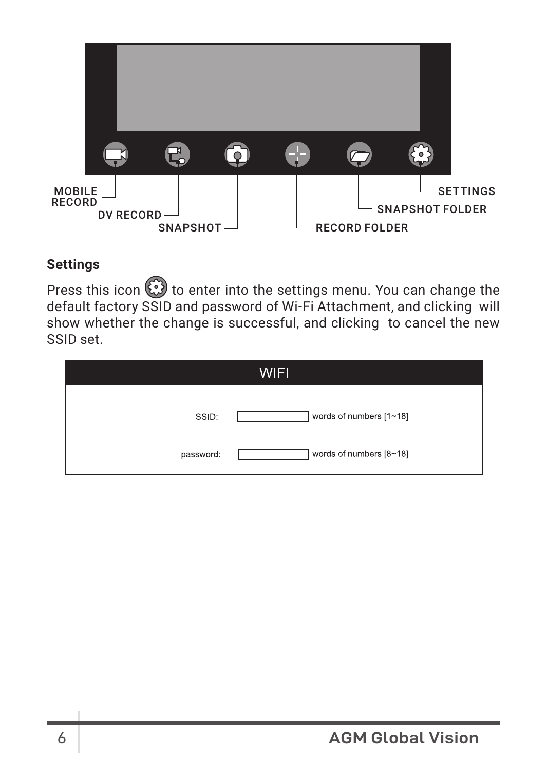MOBILE RECORD

DV RECORD

SNAPSHOT

RECORD FOLDER

SNAPSHOT FOLDER

SETTINGS

**Settings**

Press this icon to enter into the settings menu. You can change the default factory SSID and password of Wi-Fi Attachment, and clicking will show whether the change is successful, and clicking to cancel the new SSID set.

WIFI

SSID: words of numbers [1~18]

password: words of numbers [8~18]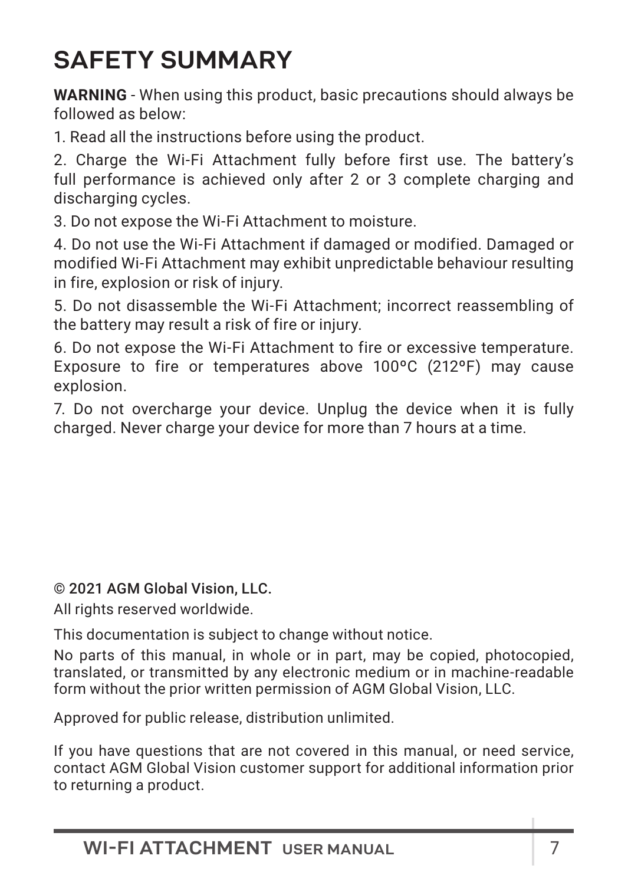# SAFETY SUMMARY

**WARNING** - When using this product, basic precautions should always be followed as below:

1. Read all the instructions before using the product.
2. Charge the Wi-Fi Attachment fully before first use. The battery's full performance is achieved only after 2 or 3 complete charging and discharging cycles.
3. Do not expose the Wi-Fi Attachment to moisture.
4. Do not use the Wi-Fi Attachment if damaged or modified. Damaged or modified Wi-Fi Attachment may exhibit unpredictable behaviour resulting in fire, explosion or risk of injury.
5. Do not disassemble the Wi-Fi Attachment; incorrect reassembling of the battery may result a risk of fire or injury.
6. Do not expose the Wi-Fi Attachment to fire or excessive temperature. Exposure to fire or temperatures above 100ºC (212ºF) may cause explosion.
7. Do not overcharge your device. Unplug the device when it is fully charged. Never charge your device for more than 7 hours at a time.

© 2021 AGM Global Vision, LLC.

All rights reserved worldwide.

This documentation is subject to change without notice.

No parts of this manual, in whole or in part, may be copied, photocopied, translated, or transmitted by any electronic medium or in machine-readable form without the prior written permission of AGM Global Vision, LLC.

Approved for public release, distribution unlimited.

If you have questions that are not covered in this manual, or need service, contact AGM Global Vision customer support for additional information prior to returning a product.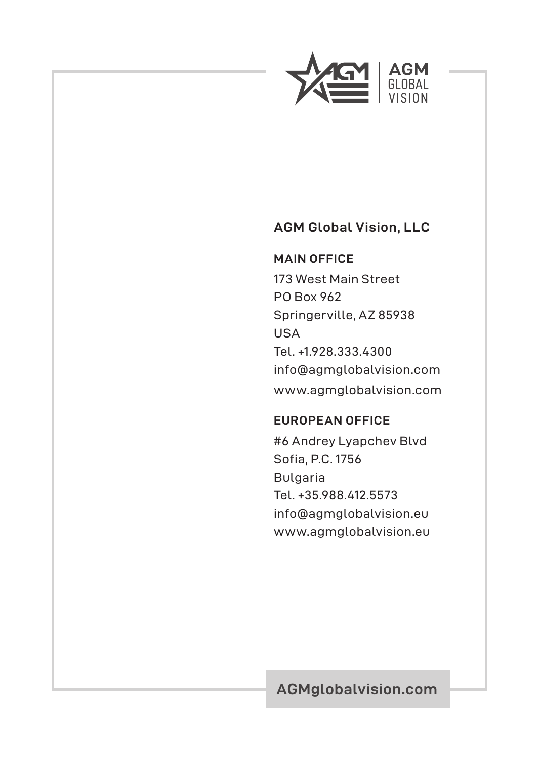AGM GLOBAL VISION

## AGM Global Vision, LLC

### MAIN OFFICE

173 West Main Street
PO Box 962
Springerville, AZ 85938
USA
Tel. +1.928.333.4300
info@agmglobalvision.com
www.agmglobalvision.com

### EUROPEAN OFFICE

#6 Andrey Lyapchev Blvd
Sofia, P.C. 1756
Bulgaria
Tel. +35.988.412.5573
info@agmglobalvision.eu
www.agmglobalvision.eu

**AGMglobalvision.com**